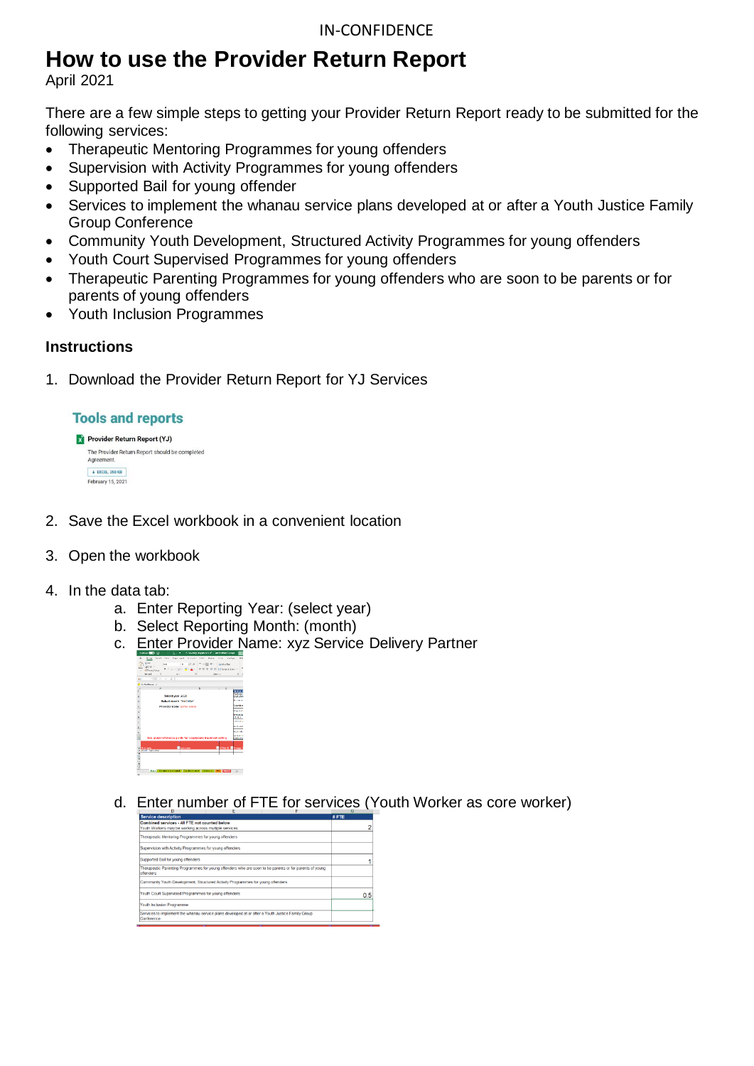# How to use the Provider Return Report

April 2021

There are a few simple steps to getting your Provider Return Report ready to be submitted for the following services:

- Therapeutic Mentoring Programmes for young offenders
- Supervision with Activity Programmes for young offenders
- Supported Bail for young offender
- Services to implement the whanau service plans developed at or after a Youth Justice Family Group Conference
- Community Youth Development, Structured Activity Programmes for young offenders
- Youth Court Supervised Programmes for young offenders
- Therapeutic Parenting Programmes for young offenders who are soon to be parents or for parents of young offenders
- Youth Inclusion Programmes

### Instructions

1. Download the Provider Return Report for YJ Services

2. Save the Excel workbook in a convenient location

3. Open the workbook

4. In the data tab:
    a. Enter Reporting Year: (select year)
    b. Select Reporting Month: (month)
    c. Enter Provider Name: xyz Service Delivery Partner
    d. Enter number of FTE for services (Youth Worker as core worker)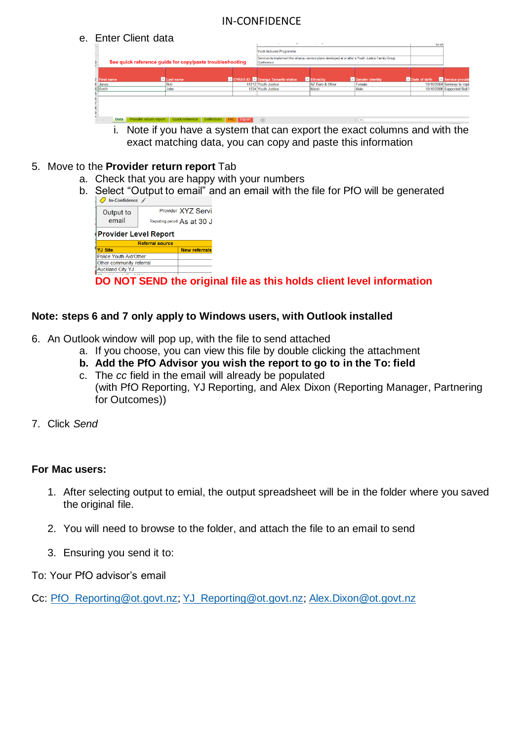e. Enter Client data

i. Note if you have a system that can export the exact columns and with the exact matching data, you can copy and paste this information

5. Move to the **Provider return report** Tab
   a. Check that you are happy with your numbers
   b. Select "Output to email" and an email with the file for PfO will be generated

   **DO NOT SEND the original file as this holds client level information**

**Note: steps 6 and 7 only apply to Windows users, with Outlook installed**

6. An Outlook window will pop up, with the file to send attached
   a. If you choose, you can view this file by double clicking the attachment
   b. **Add the PfO Advisor you wish the report to go to in the To: field**
   c. The *cc* field in the email will already be populated (with PfO Reporting, YJ Reporting, and Alex Dixon (Reporting Manager, Partnering for Outcomes))

7. Click *Send*

**For Mac users:**

1. After selecting output to emial, the output spreadsheet will be in the folder where you saved the original file.

2. You will need to browse to the folder, and attach the file to an email to send

3. Ensuring you send it to:

To: Your PfO advisor's email

Cc: PfO_Reporting@ot.govt.nz; YJ_Reporting@ot.govt.nz; Alex.Dixon@ot.govt.nz